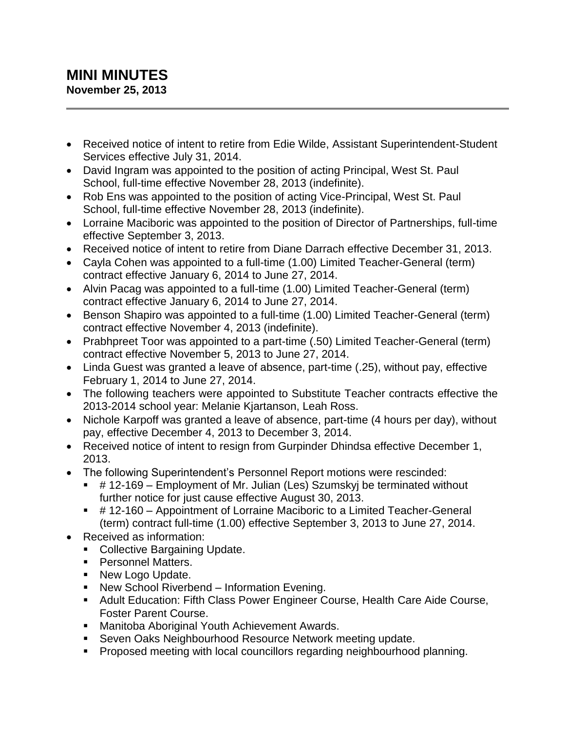# MINI MINUTES

**November 25, 2013**

---

- Received notice of intent to retire from Edie Wilde, Assistant Superintendent-Student Services effective July 31, 2014.
- David Ingram was appointed to the position of acting Principal, West St. Paul School, full-time effective November 28, 2013 (indefinite).
- Rob Ens was appointed to the position of acting Vice-Principal, West St. Paul School, full-time effective November 28, 2013 (indefinite).
- Lorraine Maciboric was appointed to the position of Director of Partnerships, full-time effective September 3, 2013.
- Received notice of intent to retire from Diane Darrach effective December 31, 2013.
- Cayla Cohen was appointed to a full-time (1.00) Limited Teacher-General (term) contract effective January 6, 2014 to June 27, 2014.
- Alvin Pacag was appointed to a full-time (1.00) Limited Teacher-General (term) contract effective January 6, 2014 to June 27, 2014.
- Benson Shapiro was appointed to a full-time (1.00) Limited Teacher-General (term) contract effective November 4, 2013 (indefinite).
- Prabhpreet Toor was appointed to a part-time (.50) Limited Teacher-General (term) contract effective November 5, 2013 to June 27, 2014.
- Linda Guest was granted a leave of absence, part-time (.25), without pay, effective February 1, 2014 to June 27, 2014.
- The following teachers were appointed to Substitute Teacher contracts effective the 2013-2014 school year: Melanie Kjartanson, Leah Ross.
- Nichole Karpoff was granted a leave of absence, part-time (4 hours per day), without pay, effective December 4, 2013 to December 3, 2014.
- Received notice of intent to resign from Gurpinder Dhindsa effective December 1, 2013.
- The following Superintendent's Personnel Report motions were rescinded:
  - # 12-169 – Employment of Mr. Julian (Les) Szumskyj be terminated without further notice for just cause effective August 30, 2013.
  - # 12-160 – Appointment of Lorraine Maciboric to a Limited Teacher-General (term) contract full-time (1.00) effective September 3, 2013 to June 27, 2014.
- Received as information:
  - Collective Bargaining Update.
  - Personnel Matters.
  - New Logo Update.
  - New School Riverbend – Information Evening.
  - Adult Education: Fifth Class Power Engineer Course, Health Care Aide Course, Foster Parent Course.
  - Manitoba Aboriginal Youth Achievement Awards.
  - Seven Oaks Neighbourhood Resource Network meeting update.
  - Proposed meeting with local councillors regarding neighbourhood planning.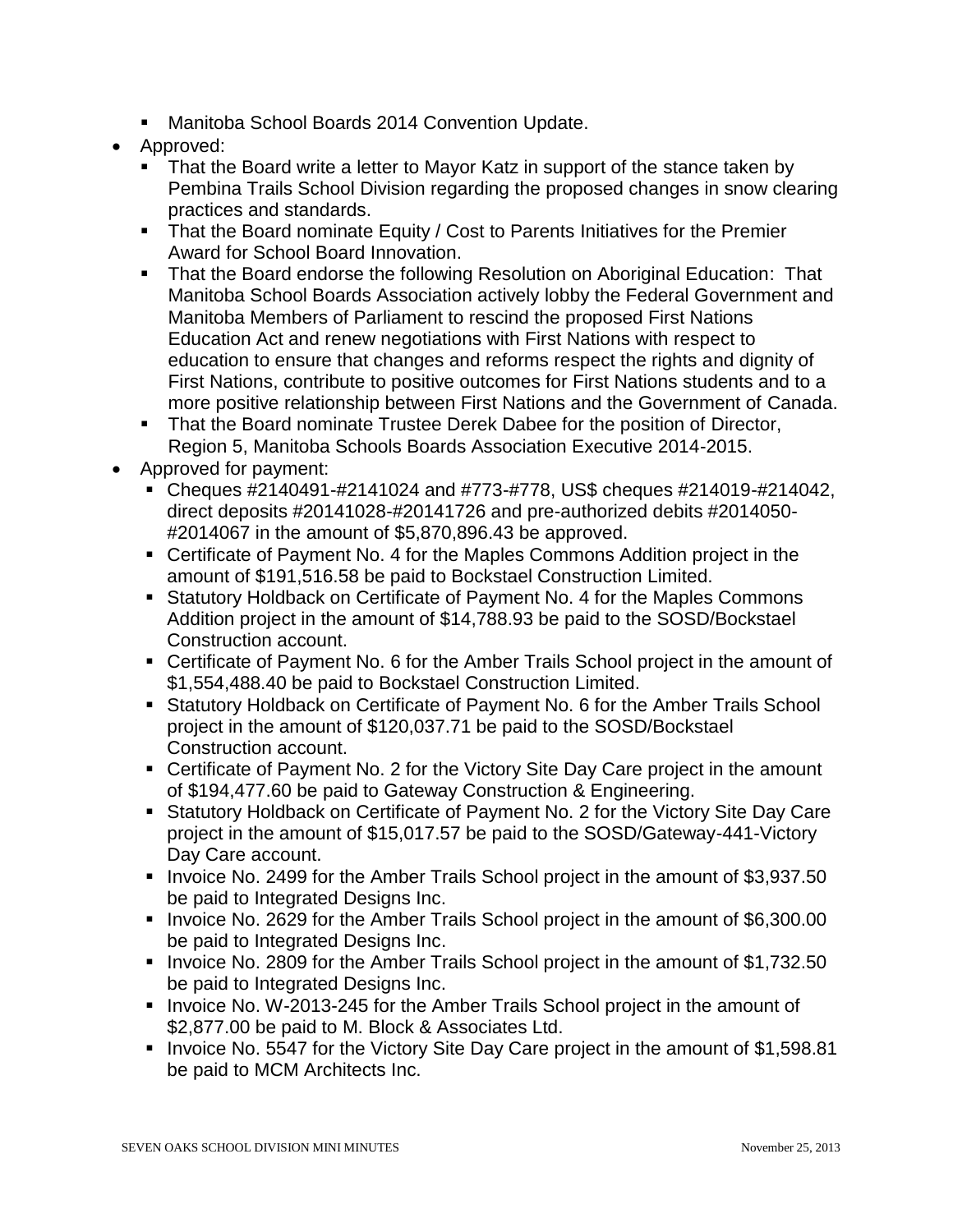- Manitoba School Boards 2014 Convention Update.
- Approved:
  - That the Board write a letter to Mayor Katz in support of the stance taken by Pembina Trails School Division regarding the proposed changes in snow clearing practices and standards.
  - That the Board nominate Equity / Cost to Parents Initiatives for the Premier Award for School Board Innovation.
  - That the Board endorse the following Resolution on Aboriginal Education: That Manitoba School Boards Association actively lobby the Federal Government and Manitoba Members of Parliament to rescind the proposed First Nations Education Act and renew negotiations with First Nations with respect to education to ensure that changes and reforms respect the rights and dignity of First Nations, contribute to positive outcomes for First Nations students and to a more positive relationship between First Nations and the Government of Canada.
  - That the Board nominate Trustee Derek Dabee for the position of Director, Region 5, Manitoba Schools Boards Association Executive 2014-2015.
- Approved for payment:
  - Cheques #2140491-#2141024 and #773-#778, US$ cheques #214019-#214042, direct deposits #20141028-#20141726 and pre-authorized debits #2014050-#2014067 in the amount of $5,870,896.43 be approved.
  - Certificate of Payment No. 4 for the Maples Commons Addition project in the amount of $191,516.58 be paid to Bockstael Construction Limited.
  - Statutory Holdback on Certificate of Payment No. 4 for the Maples Commons Addition project in the amount of $14,788.93 be paid to the SOSD/Bockstael Construction account.
  - Certificate of Payment No. 6 for the Amber Trails School project in the amount of $1,554,488.40 be paid to Bockstael Construction Limited.
  - Statutory Holdback on Certificate of Payment No. 6 for the Amber Trails School project in the amount of $120,037.71 be paid to the SOSD/Bockstael Construction account.
  - Certificate of Payment No. 2 for the Victory Site Day Care project in the amount of $194,477.60 be paid to Gateway Construction & Engineering.
  - Statutory Holdback on Certificate of Payment No. 2 for the Victory Site Day Care project in the amount of $15,017.57 be paid to the SOSD/Gateway-441-Victory Day Care account.
  - Invoice No. 2499 for the Amber Trails School project in the amount of $3,937.50 be paid to Integrated Designs Inc.
  - Invoice No. 2629 for the Amber Trails School project in the amount of $6,300.00 be paid to Integrated Designs Inc.
  - Invoice No. 2809 for the Amber Trails School project in the amount of $1,732.50 be paid to Integrated Designs Inc.
  - Invoice No. W-2013-245 for the Amber Trails School project in the amount of $2,877.00 be paid to M. Block & Associates Ltd.
  - Invoice No. 5547 for the Victory Site Day Care project in the amount of $1,598.81 be paid to MCM Architects Inc.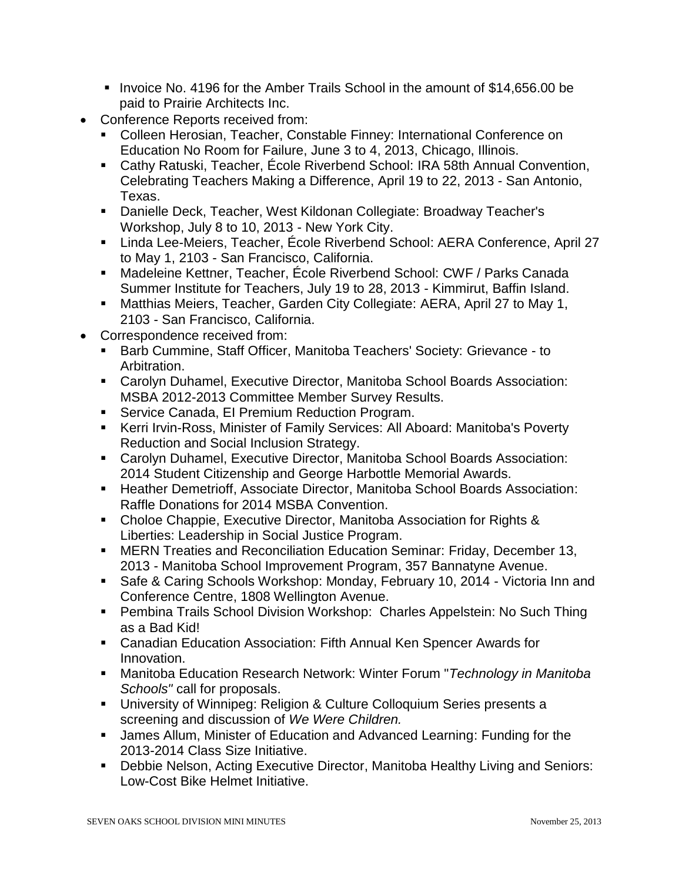- Invoice No. 4196 for the Amber Trails School in the amount of $14,656.00 be paid to Prairie Architects Inc.
- Conference Reports received from:
  - Colleen Herosian, Teacher, Constable Finney: International Conference on Education No Room for Failure, June 3 to 4, 2013, Chicago, Illinois.
  - Cathy Ratuski, Teacher, École Riverbend School: IRA 58th Annual Convention, Celebrating Teachers Making a Difference, April 19 to 22, 2013 - San Antonio, Texas.
  - Danielle Deck, Teacher, West Kildonan Collegiate: Broadway Teacher's Workshop, July 8 to 10, 2013 - New York City.
  - Linda Lee-Meiers, Teacher, École Riverbend School: AERA Conference, April 27 to May 1, 2103 - San Francisco, California.
  - Madeleine Kettner, Teacher, École Riverbend School: CWF / Parks Canada Summer Institute for Teachers, July 19 to 28, 2013 - Kimmirut, Baffin Island.
  - Matthias Meiers, Teacher, Garden City Collegiate: AERA, April 27 to May 1, 2103 - San Francisco, California.
- Correspondence received from:
  - Barb Cummine, Staff Officer, Manitoba Teachers' Society: Grievance - to Arbitration.
  - Carolyn Duhamel, Executive Director, Manitoba School Boards Association: MSBA 2012-2013 Committee Member Survey Results.
  - Service Canada, EI Premium Reduction Program.
  - Kerri Irvin-Ross, Minister of Family Services: All Aboard: Manitoba's Poverty Reduction and Social Inclusion Strategy.
  - Carolyn Duhamel, Executive Director, Manitoba School Boards Association: 2014 Student Citizenship and George Harbottle Memorial Awards.
  - Heather Demetrioff, Associate Director, Manitoba School Boards Association: Raffle Donations for 2014 MSBA Convention.
  - Choloe Chappie, Executive Director, Manitoba Association for Rights & Liberties: Leadership in Social Justice Program.
  - MERN Treaties and Reconciliation Education Seminar: Friday, December 13, 2013 - Manitoba School Improvement Program, 357 Bannatyne Avenue.
  - Safe & Caring Schools Workshop: Monday, February 10, 2014 - Victoria Inn and Conference Centre, 1808 Wellington Avenue.
  - Pembina Trails School Division Workshop: Charles Appelstein: No Such Thing as a Bad Kid!
  - Canadian Education Association: Fifth Annual Ken Spencer Awards for Innovation.
  - Manitoba Education Research Network: Winter Forum "*Technology in Manitoba Schools"* call for proposals.
  - University of Winnipeg: Religion & Culture Colloquium Series presents a screening and discussion of *We Were Children.*
  - James Allum, Minister of Education and Advanced Learning: Funding for the 2013-2014 Class Size Initiative.
  - Debbie Nelson, Acting Executive Director, Manitoba Healthy Living and Seniors: Low-Cost Bike Helmet Initiative.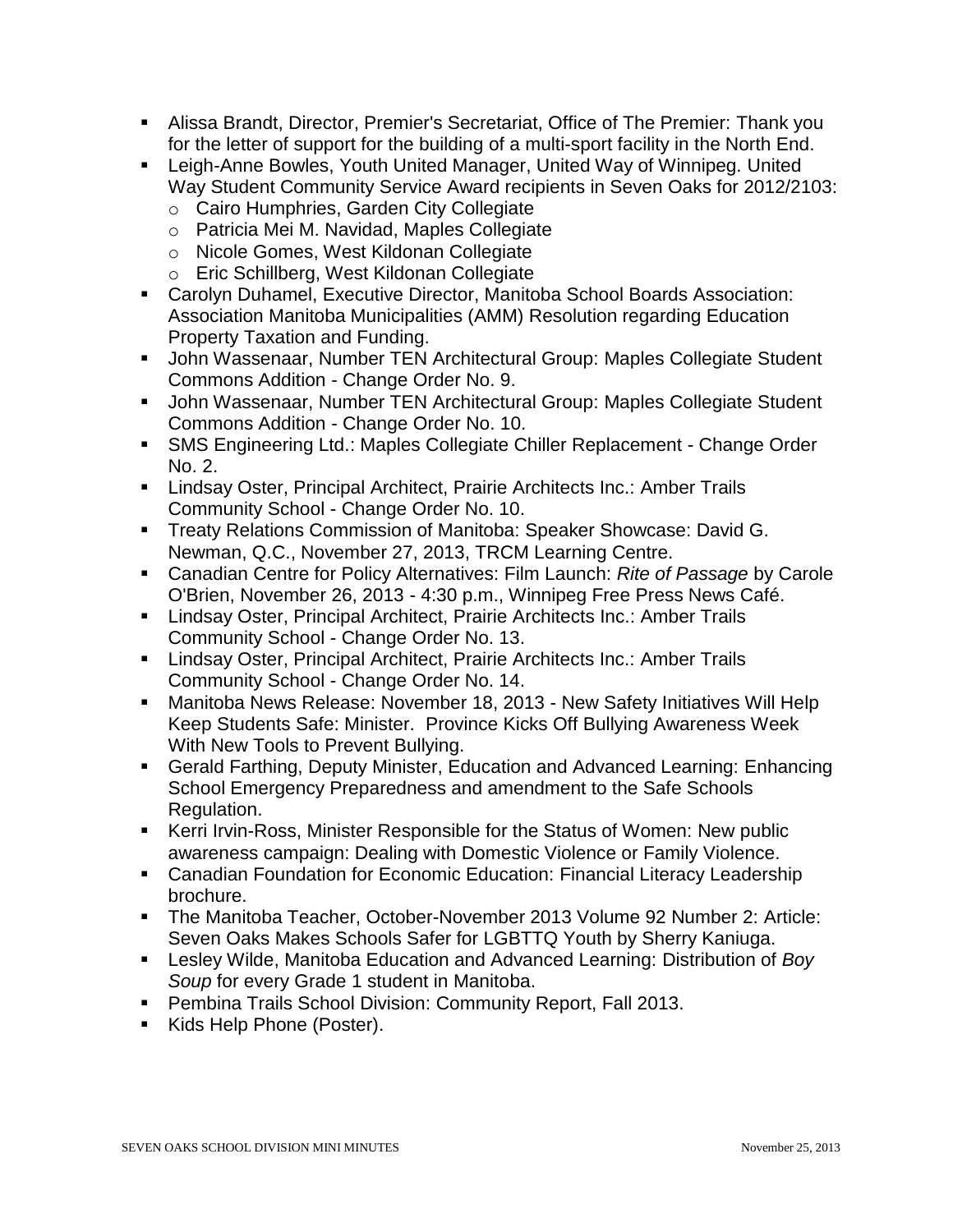- Alissa Brandt, Director, Premier's Secretariat, Office of The Premier: Thank you for the letter of support for the building of a multi-sport facility in the North End.
- Leigh-Anne Bowles, Youth United Manager, United Way of Winnipeg. United Way Student Community Service Award recipients in Seven Oaks for 2012/2103:
  - Cairo Humphries, Garden City Collegiate
  - Patricia Mei M. Navidad, Maples Collegiate
  - Nicole Gomes, West Kildonan Collegiate
  - Eric Schillberg, West Kildonan Collegiate
- Carolyn Duhamel, Executive Director, Manitoba School Boards Association: Association Manitoba Municipalities (AMM) Resolution regarding Education Property Taxation and Funding.
- John Wassenaar, Number TEN Architectural Group: Maples Collegiate Student Commons Addition - Change Order No. 9.
- John Wassenaar, Number TEN Architectural Group: Maples Collegiate Student Commons Addition - Change Order No. 10.
- SMS Engineering Ltd.: Maples Collegiate Chiller Replacement - Change Order No. 2.
- Lindsay Oster, Principal Architect, Prairie Architects Inc.: Amber Trails Community School - Change Order No. 10.
- Treaty Relations Commission of Manitoba: Speaker Showcase: David G. Newman, Q.C., November 27, 2013, TRCM Learning Centre.
- Canadian Centre for Policy Alternatives: Film Launch: *Rite of Passage* by Carole O'Brien, November 26, 2013 - 4:30 p.m., Winnipeg Free Press News Café.
- Lindsay Oster, Principal Architect, Prairie Architects Inc.: Amber Trails Community School - Change Order No. 13.
- Lindsay Oster, Principal Architect, Prairie Architects Inc.: Amber Trails Community School - Change Order No. 14.
- Manitoba News Release: November 18, 2013 - New Safety Initiatives Will Help Keep Students Safe: Minister. Province Kicks Off Bullying Awareness Week With New Tools to Prevent Bullying.
- Gerald Farthing, Deputy Minister, Education and Advanced Learning: Enhancing School Emergency Preparedness and amendment to the Safe Schools Regulation.
- Kerri Irvin-Ross, Minister Responsible for the Status of Women: New public awareness campaign: Dealing with Domestic Violence or Family Violence.
- Canadian Foundation for Economic Education: Financial Literacy Leadership brochure.
- The Manitoba Teacher, October-November 2013 Volume 92 Number 2: Article: Seven Oaks Makes Schools Safer for LGBTTQ Youth by Sherry Kaniuga.
- Lesley Wilde, Manitoba Education and Advanced Learning: Distribution of *Boy Soup* for every Grade 1 student in Manitoba.
- Pembina Trails School Division: Community Report, Fall 2013.
- Kids Help Phone (Poster).